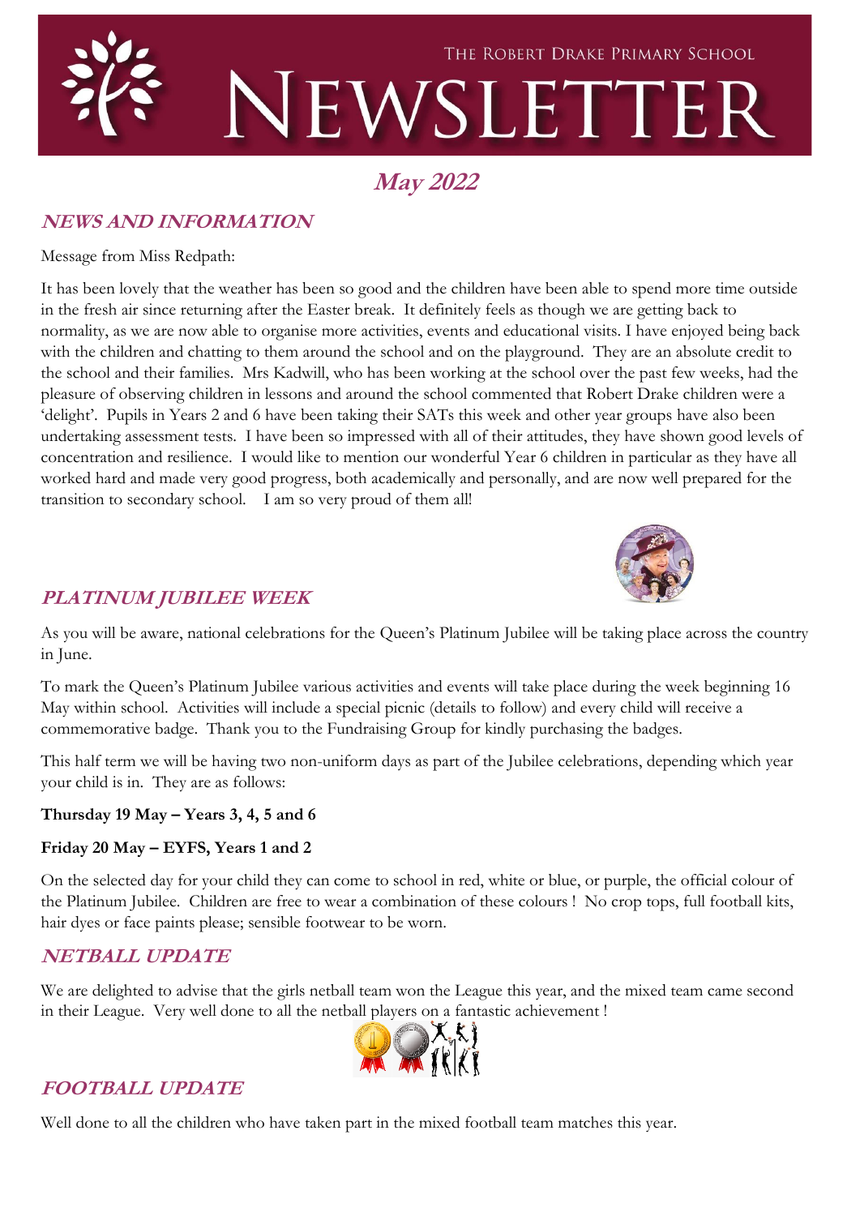The Robert Drake Primary School

# NEWSLETTER

## May 2022

## NEWS AND INFORMATION

Message from Miss Redpath:

It has been lovely that the weather has been so good and the children have been able to spend more time outside in the fresh air since returning after the Easter break. It definitely feels as though we are getting back to normality, as we are now able to organise more activities, events and educational visits. I have enjoyed being back with the children and chatting to them around the school and on the playground. They are an absolute credit to the school and their families. Mrs Kadwill, who has been working at the school over the past few weeks, had the pleasure of observing children in lessons and around the school commented that Robert Drake children were a 'delight'. Pupils in Years 2 and 6 have been taking their SATs this week and other year groups have also been undertaking assessment tests. I have been so impressed with all of their attitudes, they have shown good levels of concentration and resilience. I would like to mention our wonderful Year 6 children in particular as they have all worked hard and made very good progress, both academically and personally, and are now well prepared for the transition to secondary school. I am so very proud of them all!

## PLATINUM JUBILEE WEEK

As you will be aware, national celebrations for the Queen's Platinum Jubilee will be taking place across the country in June.

To mark the Queen's Platinum Jubilee various activities and events will take place during the week beginning 16 May within school. Activities will include a special picnic (details to follow) and every child will receive a commemorative badge. Thank you to the Fundraising Group for kindly purchasing the badges.

This half term we will be having two non-uniform days as part of the Jubilee celebrations, depending which year your child is in. They are as follows:

**Thursday 19 May – Years 3, 4, 5 and 6**

**Friday 20 May – EYFS, Years 1 and 2**

On the selected day for your child they can come to school in red, white or blue, or purple, the official colour of the Platinum Jubilee. Children are free to wear a combination of these colours ! No crop tops, full football kits, hair dyes or face paints please; sensible footwear to be worn.

## NETBALL UPDATE

We are delighted to advise that the girls netball team won the League this year, and the mixed team came second in their League. Very well done to all the netball players on a fantastic achievement !

## FOOTBALL UPDATE

Well done to all the children who have taken part in the mixed football team matches this year.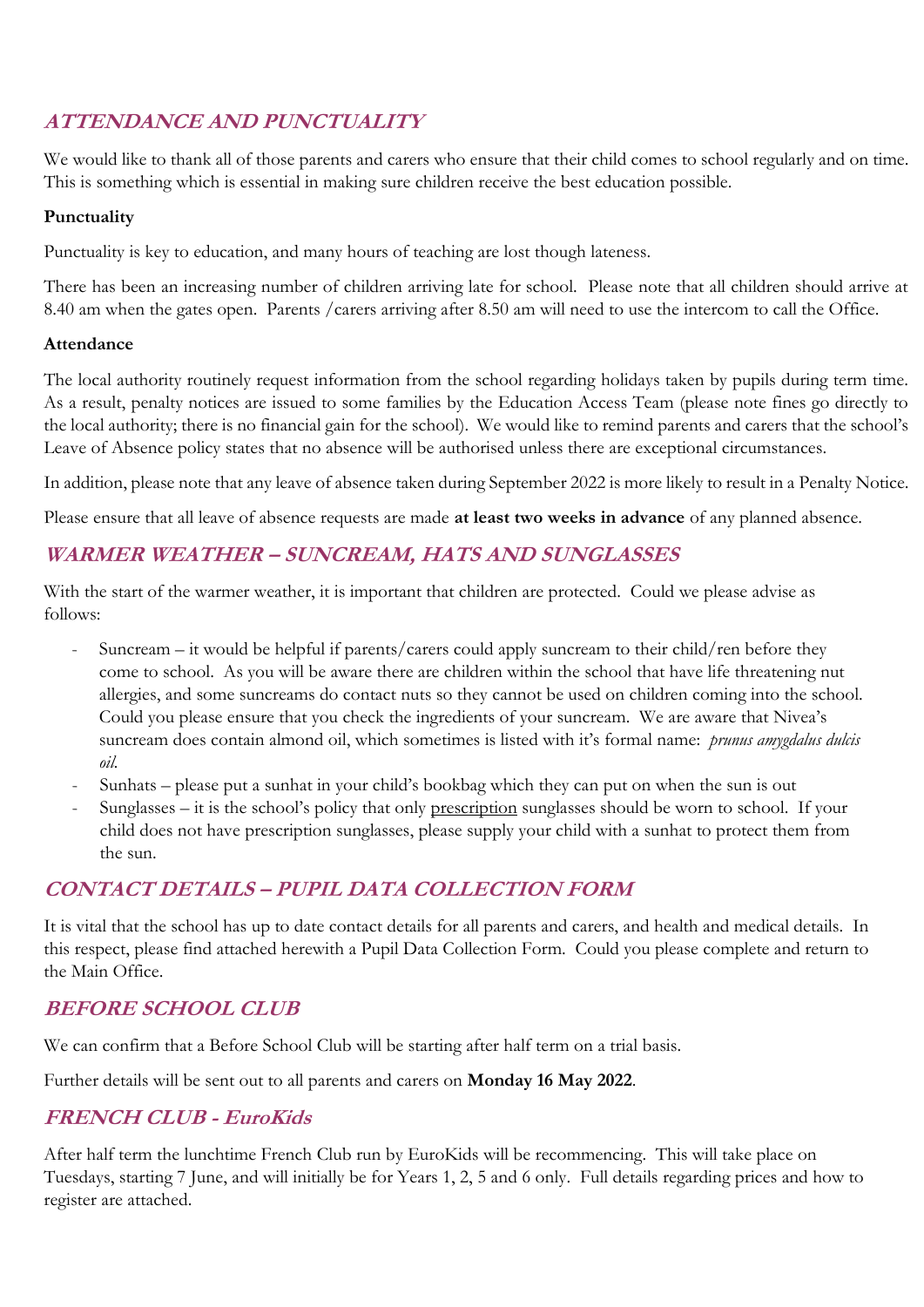## *ATTENDANCE AND PUNCTUALITY*

We would like to thank all of those parents and carers who ensure that their child comes to school regularly and on time. This is something which is essential in making sure children receive the best education possible.

**Punctuality**

Punctuality is key to education, and many hours of teaching are lost though lateness.

There has been an increasing number of children arriving late for school. Please note that all children should arrive at 8.40 am when the gates open. Parents /carers arriving after 8.50 am will need to use the intercom to call the Office.

**Attendance**

The local authority routinely request information from the school regarding holidays taken by pupils during term time. As a result, penalty notices are issued to some families by the Education Access Team (please note fines go directly to the local authority; there is no financial gain for the school). We would like to remind parents and carers that the school's Leave of Absence policy states that no absence will be authorised unless there are exceptional circumstances.

In addition, please note that any leave of absence taken during September 2022 is more likely to result in a Penalty Notice.

Please ensure that all leave of absence requests are made **at least two weeks in advance** of any planned absence.

## *WARMER WEATHER – SUNCREAM, HATS AND SUNGLASSES*

With the start of the warmer weather, it is important that children are protected. Could we please advise as follows:

- Suncream – it would be helpful if parents/carers could apply suncream to their child/ren before they come to school. As you will be aware there are children within the school that have life threatening nut allergies, and some suncreams do contact nuts so they cannot be used on children coming into the school. Could you please ensure that you check the ingredients of your suncream. We are aware that Nivea's suncream does contain almond oil, which sometimes is listed with it's formal name: *prunus amygdalus dulcis oil.*
- Sunhats – please put a sunhat in your child's bookbag which they can put on when the sun is out
- Sunglasses – it is the school's policy that only <u>prescription</u> sunglasses should be worn to school. If your child does not have prescription sunglasses, please supply your child with a sunhat to protect them from the sun.

## *CONTACT DETAILS – PUPIL DATA COLLECTION FORM*

It is vital that the school has up to date contact details for all parents and carers, and health and medical details. In this respect, please find attached herewith a Pupil Data Collection Form. Could you please complete and return to the Main Office.

## *BEFORE SCHOOL CLUB*

We can confirm that a Before School Club will be starting after half term on a trial basis.

Further details will be sent out to all parents and carers on **Monday 16 May 2022**.

## *FRENCH CLUB - EuroKids*

After half term the lunchtime French Club run by EuroKids will be recommencing. This will take place on Tuesdays, starting 7 June, and will initially be for Years 1, 2, 5 and 6 only. Full details regarding prices and how to register are attached.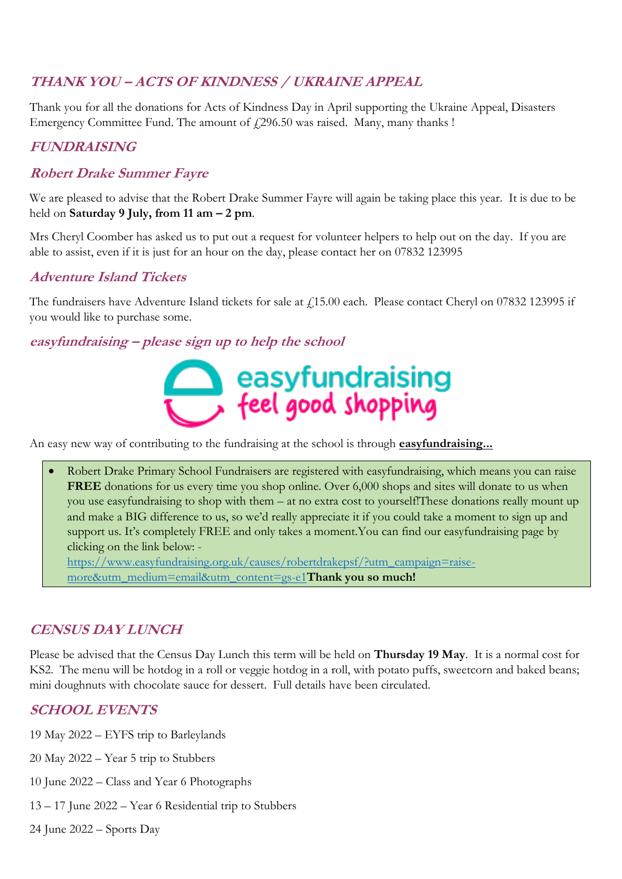## *THANK YOU – ACTS OF KINDNESS / UKRAINE APPEAL*

Thank you for all the donations for Acts of Kindness Day in April supporting the Ukraine Appeal, Disasters Emergency Committee Fund. The amount of £296.50 was raised. Many, many thanks !

## *FUNDRAISING*

### *Robert Drake Summer Fayre*

We are pleased to advise that the Robert Drake Summer Fayre will again be taking place this year. It is due to be held on **Saturday 9 July, from 11 am – 2 pm**.

Mrs Cheryl Coomber has asked us to put out a request for volunteer helpers to help out on the day. If you are able to assist, even if it is just for an hour on the day, please contact her on 07832 123995

### *Adventure Island Tickets*

The fundraisers have Adventure Island tickets for sale at £15.00 each. Please contact Cheryl on 07832 123995 if you would like to purchase some.

### *easyfundraising – please sign up to help the school*

easyfundraising
feel good shopping

An easy new way of contributing to the fundraising at the school is through **easyfundraising…**

- Robert Drake Primary School Fundraisers are registered with easyfundraising, which means you can raise **FREE** donations for us every time you shop online. Over 6,000 shops and sites will donate to us when you use easyfundraising to shop with them – at no extra cost to yourself!These donations really mount up and make a BIG difference to us, so we'd really appreciate it if you could take a moment to sign up and support us. It's completely FREE and only takes a moment.You can find our easyfundraising page by clicking on the link below: - https://www.easyfundraising.org.uk/causes/robertdrakepsf/?utm_campaign=raise-more&utm_medium=email&utm_content=gs-e1**Thank you so much!**

## *CENSUS DAY LUNCH*

Please be advised that the Census Day Lunch this term will be held on **Thursday 19 May**. It is a normal cost for KS2. The menu will be hotdog in a roll or veggie hotdog in a roll, with potato puffs, sweetcorn and baked beans; mini doughnuts with chocolate sauce for dessert. Full details have been circulated.

## *SCHOOL EVENTS*

19 May 2022 – EYFS trip to Barleylands

20 May 2022 – Year 5 trip to Stubbers

10 June 2022 – Class and Year 6 Photographs

13 – 17 June 2022 – Year 6 Residential trip to Stubbers

24 June 2022 – Sports Day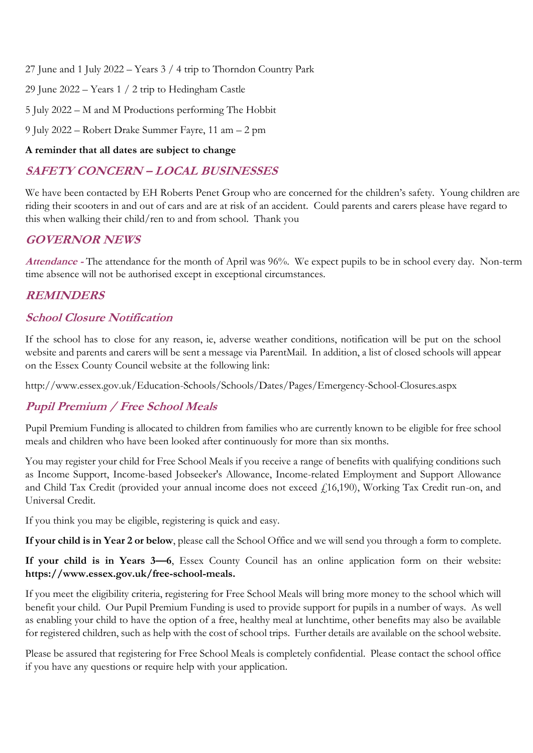27 June and 1 July 2022 – Years 3 / 4 trip to Thorndon Country Park

29 June 2022 – Years 1 / 2 trip to Hedingham Castle

5 July 2022 – M and M Productions performing The Hobbit

9 July 2022 – Robert Drake Summer Fayre, 11 am – 2 pm

**A reminder that all dates are subject to change**

## SAFETY CONCERN – LOCAL BUSINESSES

We have been contacted by EH Roberts Penet Group who are concerned for the children's safety. Young children are riding their scooters in and out of cars and are at risk of an accident. Could parents and carers please have regard to this when walking their child/ren to and from school. Thank you

## GOVERNOR NEWS

***Attendance -*** The attendance for the month of April was 96%. We expect pupils to be in school every day. Non-term time absence will not be authorised except in exceptional circumstances.

## REMINDERS

### School Closure Notification

If the school has to close for any reason, ie, adverse weather conditions, notification will be put on the school website and parents and carers will be sent a message via ParentMail. In addition, a list of closed schools will appear on the Essex County Council website at the following link:

http://www.essex.gov.uk/Education-Schools/Schools/Dates/Pages/Emergency-School-Closures.aspx

### Pupil Premium / Free School Meals

Pupil Premium Funding is allocated to children from families who are currently known to be eligible for free school meals and children who have been looked after continuously for more than six months.

You may register your child for Free School Meals if you receive a range of benefits with qualifying conditions such as Income Support, Income-based Jobseeker's Allowance, Income-related Employment and Support Allowance and Child Tax Credit (provided your annual income does not exceed £16,190), Working Tax Credit run-on, and Universal Credit.

If you think you may be eligible, registering is quick and easy.

**If your child is in Year 2 or below**, please call the School Office and we will send you through a form to complete.

**If your child is in Years 3—6**, Essex County Council has an online application form on their website: **https://www.essex.gov.uk/free-school-meals.**

If you meet the eligibility criteria, registering for Free School Meals will bring more money to the school which will benefit your child. Our Pupil Premium Funding is used to provide support for pupils in a number of ways. As well as enabling your child to have the option of a free, healthy meal at lunchtime, other benefits may also be available for registered children, such as help with the cost of school trips. Further details are available on the school website.

Please be assured that registering for Free School Meals is completely confidential. Please contact the school office if you have any questions or require help with your application.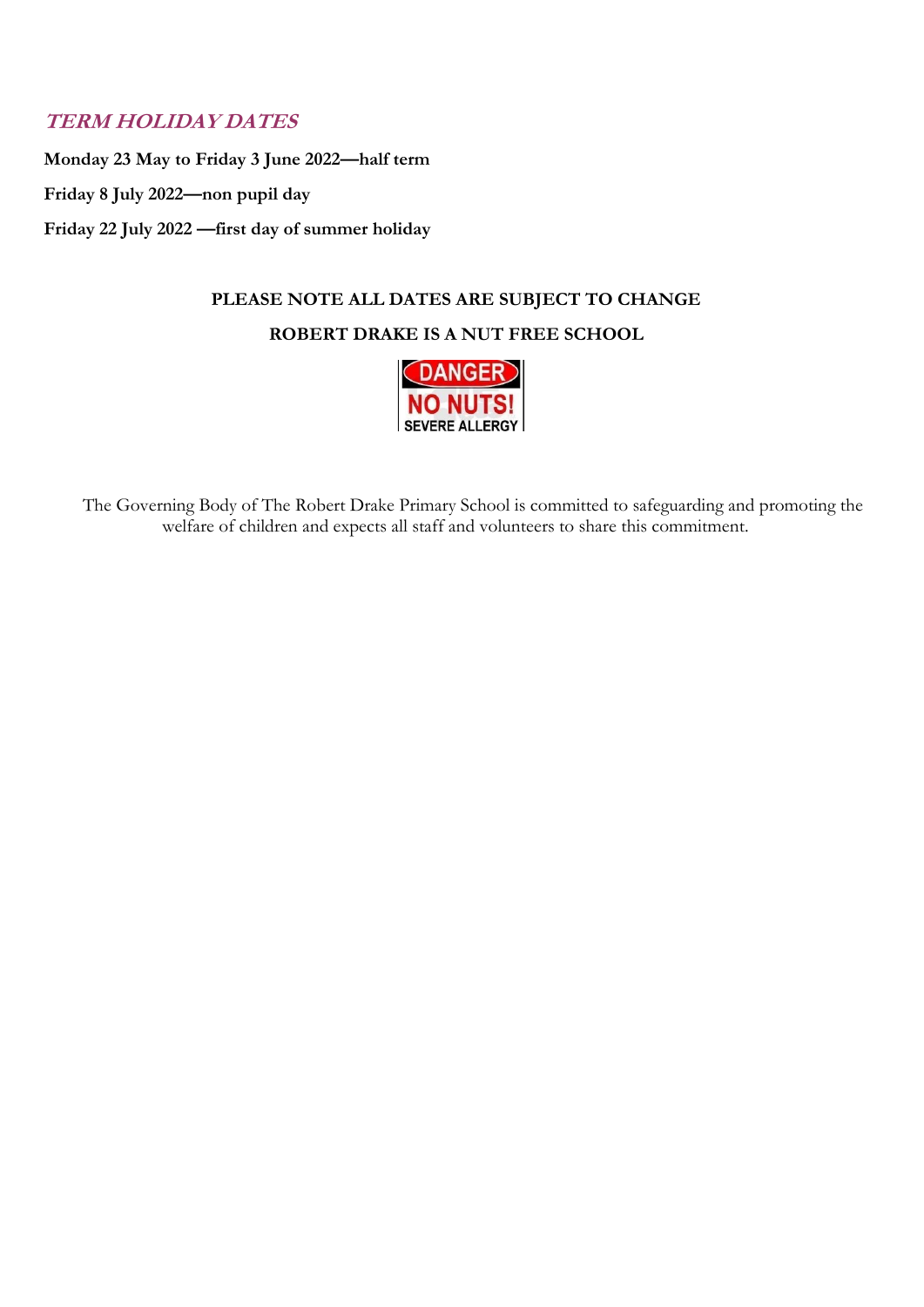## *TERM HOLIDAY DATES*

**Monday 23 May to Friday 3 June 2022—half term**

**Friday 8 July 2022—non pupil day**

**Friday 22 July 2022 —first day of summer holiday**

**PLEASE NOTE ALL DATES ARE SUBJECT TO CHANGE**

**ROBERT DRAKE IS A NUT FREE SCHOOL**

DANGER
NO NUTS!
SEVERE ALLERGY

The Governing Body of The Robert Drake Primary School is committed to safeguarding and promoting the welfare of children and expects all staff and volunteers to share this commitment.